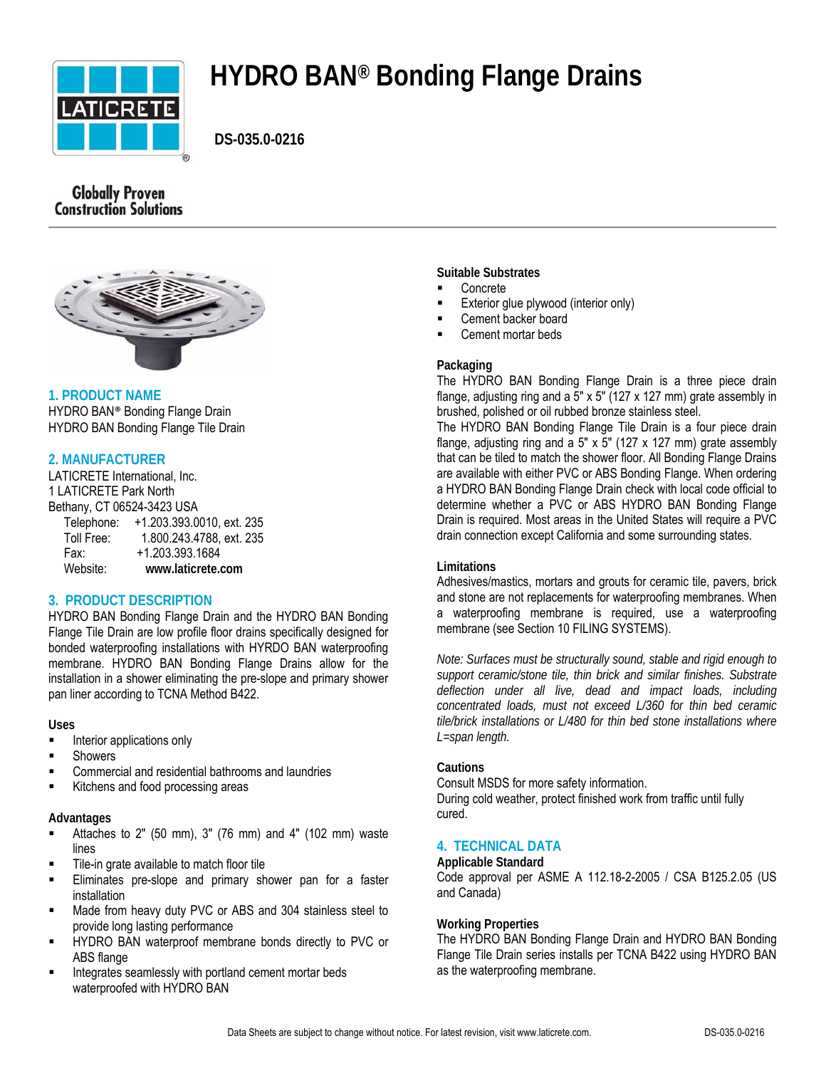# HYDRO BAN® Bonding Flange Drains

**DS-035.0-0216**

Globally Proven Construction Solutions

## 1. PRODUCT NAME

HYDRO BAN® Bonding Flange Drain
HYDRO BAN Bonding Flange Tile Drain

## 2. MANUFACTURER

LATICRETE International, Inc.
1 LATICRETE Park North
Bethany, CT 06524-3423 USA

Telephone: +1.203.393.0010, ext. 235
Toll Free: 1.800.243.4788, ext. 235
Fax: +1.203.393.1684
Website: **www.laticrete.com**

## 3. PRODUCT DESCRIPTION

HYDRO BAN Bonding Flange Drain and the HYDRO BAN Bonding Flange Tile Drain are low profile floor drains specifically designed for bonded waterproofing installations with HYRDO BAN waterproofing membrane. HYDRO BAN Bonding Flange Drains allow for the installation in a shower eliminating the pre-slope and primary shower pan liner according to TCNA Method B422.

### Uses

- Interior applications only
- Showers
- Commercial and residential bathrooms and laundries
- Kitchens and food processing areas

### Advantages

- Attaches to 2" (50 mm), 3" (76 mm) and 4" (102 mm) waste lines
- Tile-in grate available to match floor tile
- Eliminates pre-slope and primary shower pan for a faster installation
- Made from heavy duty PVC or ABS and 304 stainless steel to provide long lasting performance
- HYDRO BAN waterproof membrane bonds directly to PVC or ABS flange
- Integrates seamlessly with portland cement mortar beds waterproofed with HYDRO BAN

### Suitable Substrates

- Concrete
- Exterior glue plywood (interior only)
- Cement backer board
- Cement mortar beds

### Packaging

The HYDRO BAN Bonding Flange Drain is a three piece drain flange, adjusting ring and a 5" x 5" (127 x 127 mm) grate assembly in brushed, polished or oil rubbed bronze stainless steel.

The HYDRO BAN Bonding Flange Tile Drain is a four piece drain flange, adjusting ring and a 5" x 5" (127 x 127 mm) grate assembly that can be tiled to match the shower floor. All Bonding Flange Drains are available with either PVC or ABS Bonding Flange. When ordering a HYDRO BAN Bonding Flange Drain check with local code official to determine whether a PVC or ABS HYDRO BAN Bonding Flange Drain is required. Most areas in the United States will require a PVC drain connection except California and some surrounding states.

### Limitations

Adhesives/mastics, mortars and grouts for ceramic tile, pavers, brick and stone are not replacements for waterproofing membranes. When a waterproofing membrane is required, use a waterproofing membrane (see Section 10 FILING SYSTEMS).

*Note: Surfaces must be structurally sound, stable and rigid enough to support ceramic/stone tile, thin brick and similar finishes. Substrate deflection under all live, dead and impact loads, including concentrated loads, must not exceed L/360 for thin bed ceramic tile/brick installations or L/480 for thin bed stone installations where L=span length.*

### Cautions

Consult MSDS for more safety information.
During cold weather, protect finished work from traffic until fully cured.

## 4. TECHNICAL DATA

### Applicable Standard

Code approval per ASME A 112.18-2-2005 / CSA B125.2.05 (US and Canada)

### Working Properties

The HYDRO BAN Bonding Flange Drain and HYDRO BAN Bonding Flange Tile Drain series installs per TCNA B422 using HYDRO BAN as the waterproofing membrane.

Data Sheets are subject to change without notice. For latest revision, visit www.laticrete.com.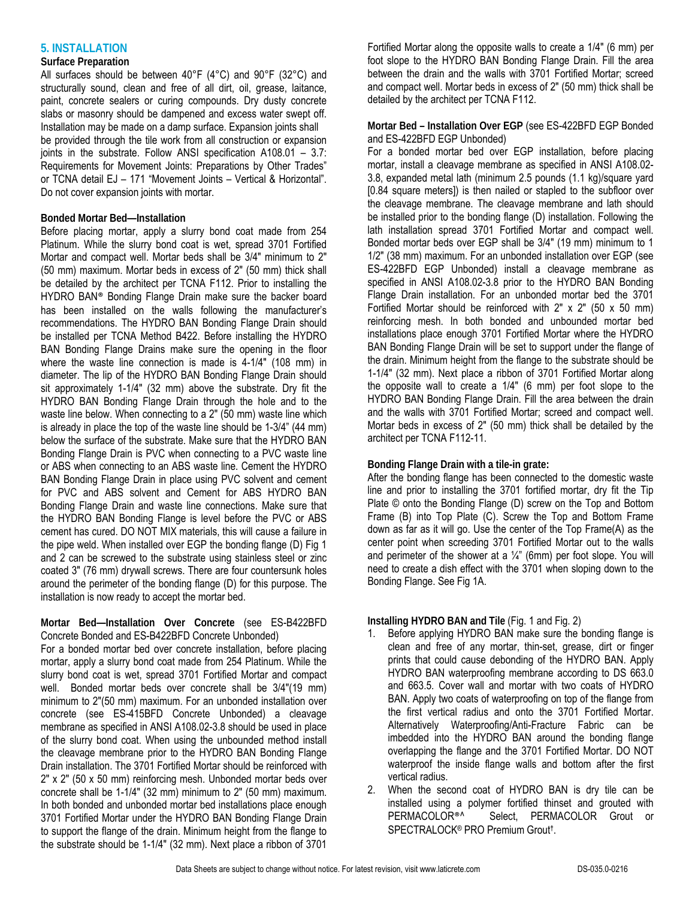## 5. INSTALLATION

### Surface Preparation

All surfaces should be between 40°F (4°C) and 90°F (32°C) and structurally sound, clean and free of all dirt, oil, grease, laitance, paint, concrete sealers or curing compounds. Dry dusty concrete slabs or masonry should be dampened and excess water swept off. Installation may be made on a damp surface. Expansion joints shall be provided through the tile work from all construction or expansion joints in the substrate. Follow ANSI specification A108.01 – 3.7: Requirements for Movement Joints: Preparations by Other Trades" or TCNA detail EJ – 171 "Movement Joints – Vertical & Horizontal". Do not cover expansion joints with mortar.

### Bonded Mortar Bed—Installation

Before placing mortar, apply a slurry bond coat made from 254 Platinum. While the slurry bond coat is wet, spread 3701 Fortified Mortar and compact well. Mortar beds shall be 3/4" minimum to 2" (50 mm) maximum. Mortar beds in excess of 2" (50 mm) thick shall be detailed by the architect per TCNA F112. Prior to installing the HYDRO BAN® Bonding Flange Drain make sure the backer board has been installed on the walls following the manufacturer's recommendations. The HYDRO BAN Bonding Flange Drain should be installed per TCNA Method B422. Before installing the HYDRO BAN Bonding Flange Drains make sure the opening in the floor where the waste line connection is made is 4-1/4" (108 mm) in diameter. The lip of the HYDRO BAN Bonding Flange Drain should sit approximately 1-1/4" (32 mm) above the substrate. Dry fit the HYDRO BAN Bonding Flange Drain through the hole and to the waste line below. When connecting to a 2" (50 mm) waste line which is already in place the top of the waste line should be 1-3/4" (44 mm) below the surface of the substrate. Make sure that the HYDRO BAN Bonding Flange Drain is PVC when connecting to a PVC waste line or ABS when connecting to an ABS waste line. Cement the HYDRO BAN Bonding Flange Drain in place using PVC solvent and cement for PVC and ABS solvent and Cement for ABS HYDRO BAN Bonding Flange Drain and waste line connections. Make sure that the HYDRO BAN Bonding Flange is level before the PVC or ABS cement has cured. DO NOT MIX materials, this will cause a failure in the pipe weld. When installed over EGP the bonding flange (D) Fig 1 and 2 can be screwed to the substrate using stainless steel or zinc coated 3" (76 mm) drywall screws. There are four countersunk holes around the perimeter of the bonding flange (D) for this purpose. The installation is now ready to accept the mortar bed.

**Mortar Bed—Installation Over Concrete** (see ES-B422BFD Concrete Bonded and ES-B422BFD Concrete Unbonded)

For a bonded mortar bed over concrete installation, before placing mortar, apply a slurry bond coat made from 254 Platinum. While the slurry bond coat is wet, spread 3701 Fortified Mortar and compact well. Bonded mortar beds over concrete shall be 3/4"(19 mm) minimum to 2"(50 mm) maximum. For an unbonded installation over concrete (see ES-415BFD Concrete Unbonded) a cleavage membrane as specified in ANSI A108.02-3.8 should be used in place of the slurry bond coat. When using the unbounded method install the cleavage membrane prior to the HYDRO BAN Bonding Flange Drain installation. The 3701 Fortified Mortar should be reinforced with 2" x 2" (50 x 50 mm) reinforcing mesh. Unbonded mortar beds over concrete shall be 1-1/4" (32 mm) minimum to 2" (50 mm) maximum. In both bonded and unbonded mortar bed installations place enough 3701 Fortified Mortar under the HYDRO BAN Bonding Flange Drain to support the flange of the drain. Minimum height from the flange to the substrate should be 1-1/4" (32 mm). Next place a ribbon of 3701 Fortified Mortar along the opposite walls to create a 1/4" (6 mm) per foot slope to the HYDRO BAN Bonding Flange Drain. Fill the area between the drain and the walls with 3701 Fortified Mortar; screed and compact well. Mortar beds in excess of 2" (50 mm) thick shall be detailed by the architect per TCNA F112.

**Mortar Bed – Installation Over EGP** (see ES-422BFD EGP Bonded and ES-422BFD EGP Unbonded)

For a bonded mortar bed over EGP installation, before placing mortar, install a cleavage membrane as specified in ANSI A108.02-3.8, expanded metal lath (minimum 2.5 pounds (1.1 kg)/square yard [0.84 square meters]) is then nailed or stapled to the subfloor over the cleavage membrane. The cleavage membrane and lath should be installed prior to the bonding flange (D) installation. Following the lath installation spread 3701 Fortified Mortar and compact well. Bonded mortar beds over EGP shall be 3/4" (19 mm) minimum to 1 1/2" (38 mm) maximum. For an unbonded installation over EGP (see ES-422BFD EGP Unbonded) install a cleavage membrane as specified in ANSI A108.02-3.8 prior to the HYDRO BAN Bonding Flange Drain installation. For an unbonded mortar bed the 3701 Fortified Mortar should be reinforced with 2" x 2" (50 x 50 mm) reinforcing mesh. In both bonded and unbonded mortar bed installations place enough 3701 Fortified Mortar where the HYDRO BAN Bonding Flange Drain will be set to support under the flange of the drain. Minimum height from the flange to the substrate should be 1-1/4" (32 mm). Next place a ribbon of 3701 Fortified Mortar along the opposite wall to create a 1/4" (6 mm) per foot slope to the HYDRO BAN Bonding Flange Drain. Fill the area between the drain and the walls with 3701 Fortified Mortar; screed and compact well. Mortar beds in excess of 2" (50 mm) thick shall be detailed by the architect per TCNA F112-11.

**Bonding Flange Drain with a tile-in grate:**

After the bonding flange has been connected to the domestic waste line and prior to installing the 3701 fortified mortar, dry fit the Tip Plate © onto the Bonding Flange (D) screw on the Top and Bottom Frame (B) into Top Plate (C). Screw the Top and Bottom Frame down as far as it will go. Use the center of the Top Frame(A) as the center point when screeding 3701 Fortified Mortar out to the walls and perimeter of the shower at a ¼" (6mm) per foot slope. You will need to create a dish effect with the 3701 when sloping down to the Bonding Flange. See Fig 1A.

**Installing HYDRO BAN and Tile** (Fig. 1 and Fig. 2)

1. Before applying HYDRO BAN make sure the bonding flange is clean and free of any mortar, thin-set, grease, dirt or finger prints that could cause debonding of the HYDRO BAN. Apply HYDRO BAN waterproofing membrane according to DS 663.0 and 663.5. Cover wall and mortar with two coats of HYDRO BAN. Apply two coats of waterproofing on top of the flange from the first vertical radius and onto the 3701 Fortified Mortar. Alternatively Waterproofing/Anti-Fracture Fabric can be imbedded into the HYDRO BAN around the bonding flange overlapping the flange and the 3701 Fortified Mortar. DO NOT waterproof the inside flange walls and bottom after the first vertical radius.
2. When the second coat of HYDRO BAN is dry tile can be installed using a polymer fortified thinset and grouted with PERMACOLOR®^ Select, PERMACOLOR Grout or SPECTRALOCK® PRO Premium Grout†.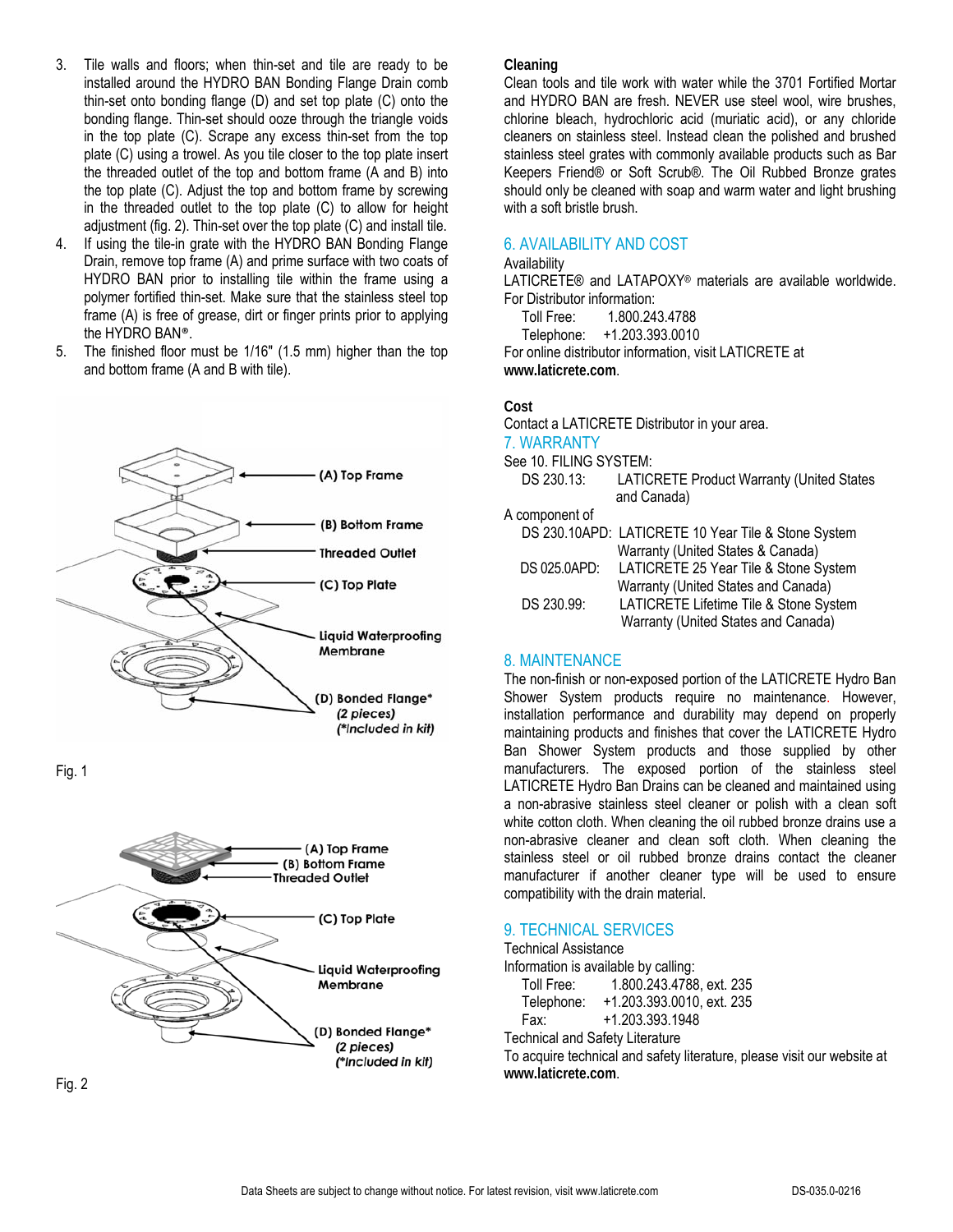3. Tile walls and floors; when thin-set and tile are ready to be installed around the HYDRO BAN Bonding Flange Drain comb thin-set onto bonding flange (D) and set top plate (C) onto the bonding flange. Thin-set should ooze through the triangle voids in the top plate (C). Scrape any excess thin-set from the top plate (C) using a trowel. As you tile closer to the top plate insert the threaded outlet of the top and bottom frame (A and B) into the top plate (C). Adjust the top and bottom frame by screwing in the threaded outlet to the top plate (C) to allow for height adjustment (fig. 2). Thin-set over the top plate (C) and install tile.
4. If using the tile-in grate with the HYDRO BAN Bonding Flange Drain, remove top frame (A) and prime surface with two coats of HYDRO BAN prior to installing tile within the frame using a polymer fortified thin-set. Make sure that the stainless steel top frame (A) is free of grease, dirt or finger prints prior to applying the HYDRO BAN®.
5. The finished floor must be 1/16" (1.5 mm) higher than the top and bottom frame (A and B with tile).

(A) Top Frame
(B) Bottom Frame
Threaded Outlet
(C) Top Plate
Liquid Waterproofing Membrane
(D) Bonded Flange* *(2 pieces)* *(*Included in kit)*

Fig. 1

(A) Top Frame
(B) Bottom Frame
Threaded Outlet
(C) Top Plate
Liquid Waterproofing Membrane
(D) Bonded Flange* *(2 pieces)* *(*Included in kit)*

Fig. 2

**Cleaning**

Clean tools and tile work with water while the 3701 Fortified Mortar and HYDRO BAN are fresh. NEVER use steel wool, wire brushes, chlorine bleach, hydrochloric acid (muriatic acid), or any chloride cleaners on stainless steel. Instead clean the polished and brushed stainless steel grates with commonly available products such as Bar Keepers Friend® or Soft Scrub®. The Oil Rubbed Bronze grates should only be cleaned with soap and warm water and light brushing with a soft bristle brush.

## 6. AVAILABILITY AND COST

Availability

LATICRETE® and LATAPOXY® materials are available worldwide.

For Distributor information:

Toll Free: 1.800.243.4788
Telephone: +1.203.393.0010

For online distributor information, visit LATICRETE at **www.laticrete.com**.

**Cost**

Contact a LATICRETE Distributor in your area.

## 7. WARRANTY

See 10. FILING SYSTEM:

DS 230.13: LATICRETE Product Warranty (United States and Canada)

A component of

DS 230.10APD: LATICRETE 10 Year Tile & Stone System Warranty (United States & Canada)
DS 025.0APD: LATICRETE 25 Year Tile & Stone System Warranty (United States and Canada)
DS 230.99: LATICRETE Lifetime Tile & Stone System Warranty (United States and Canada)

## 8. MAINTENANCE

The non-finish or non-exposed portion of the LATICRETE Hydro Ban Shower System products require no maintenance. However, installation performance and durability may depend on properly maintaining products and finishes that cover the LATICRETE Hydro Ban Shower System products and those supplied by other manufacturers. The exposed portion of the stainless steel LATICRETE Hydro Ban Drains can be cleaned and maintained using a non-abrasive stainless steel cleaner or polish with a clean soft white cotton cloth. When cleaning the oil rubbed bronze drains use a non-abrasive cleaner and clean soft cloth. When cleaning the stainless steel or oil rubbed bronze drains contact the cleaner manufacturer if another cleaner type will be used to ensure compatibility with the drain material.

## 9. TECHNICAL SERVICES

Technical Assistance

Information is available by calling:

Toll Free: 1.800.243.4788, ext. 235
Telephone: +1.203.393.0010, ext. 235
Fax: +1.203.393.1948

Technical and Safety Literature

To acquire technical and safety literature, please visit our website at **www.laticrete.com**.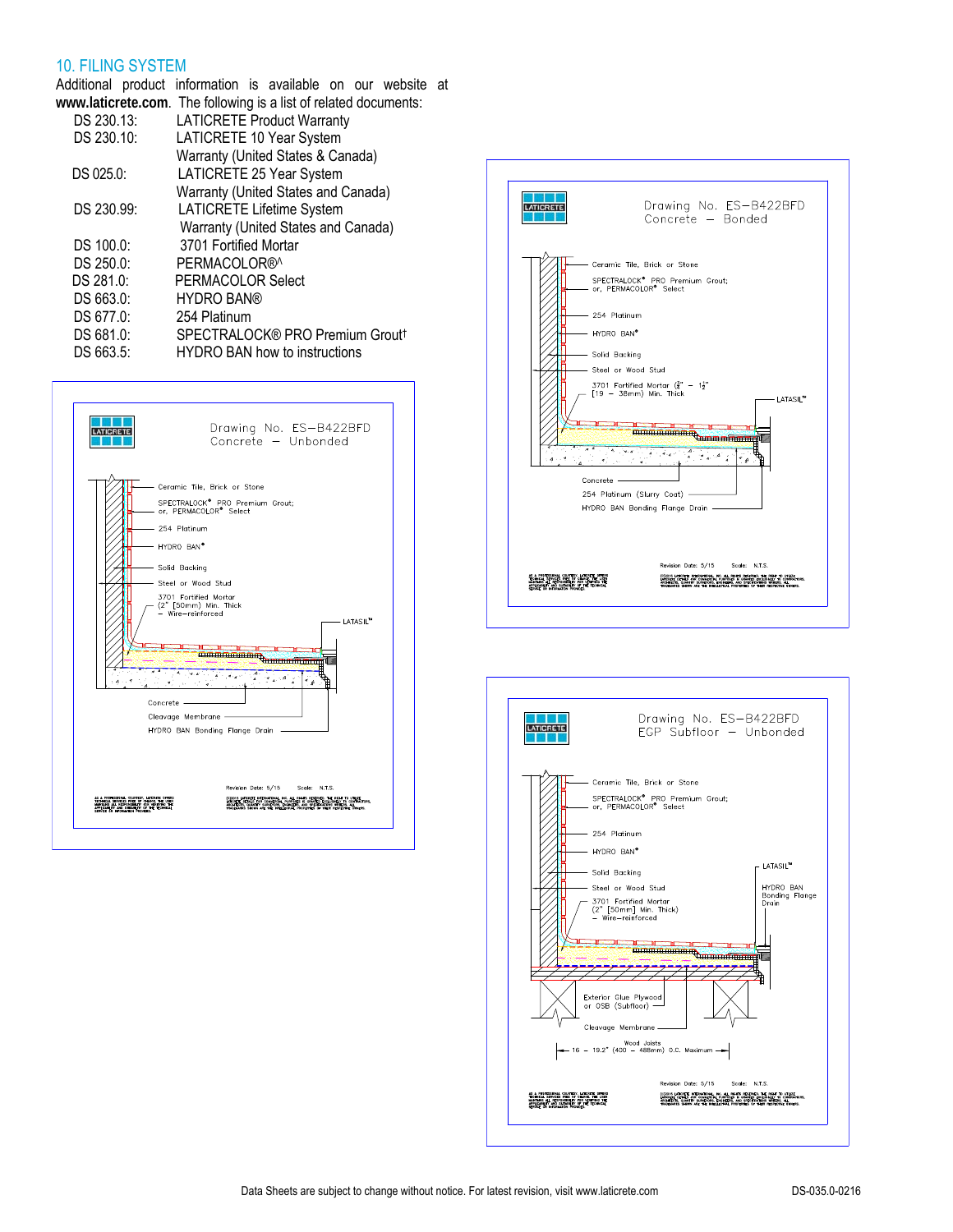## 10. FILING SYSTEM

Additional product information is available on our website at **www.laticrete.com**. The following is a list of related documents:

| | |
|---|---|
| DS 230.13: | LATICRETE Product Warranty |
| DS 230.10: | LATICRETE 10 Year System Warranty (United States & Canada) |
| DS 025.0: | LATICRETE 25 Year System Warranty (United States and Canada) |
| DS 230.99: | LATICRETE Lifetime System Warranty (United States and Canada) |
| DS 100.0: | 3701 Fortified Mortar |
| DS 250.0: | PERMACOLOR®^ |
| DS 281.0: | PERMACOLOR Select |
| DS 663.0: | HYDRO BAN® |
| DS 677.0: | 254 Platinum |
| DS 681.0: | SPECTRALOCK® PRO Premium Grout† |
| DS 663.5: | HYDRO BAN how to instructions |

Drawing No. ES–B422BFD
Concrete – Unbonded

Ceramic Tile, Brick or Stone
SPECTRALOCK® PRO Premium Grout; or, PERMACOLOR® Select
254 Platinum
HYDRO BAN®
Solid Backing
Steel or Wood Stud
3701 Fortified Mortar (2" [50mm] Min. Thick – Wire–reinforced
LATASIL™
Concrete
Cleavage Membrane
HYDRO BAN Bonding Flange Drain

Revision Date: 5/15 Scale: N.T.S.

Drawing No. ES–B422BFD
Concrete – Bonded

Ceramic Tile, Brick or Stone
SPECTRALOCK® PRO Premium Grout; or, PERMACOLOR® Select
254 Platinum
HYDRO BAN®
Solid Backing
Steel or Wood Stud
3701 Fortified Mortar (¾" – 1½" [19 – 38mm) Min. Thick
LATASIL™
Concrete
254 Platinum (Slurry Coat)
HYDRO BAN Bonding Flange Drain

Revision Date: 5/15 Scale: N.T.S.

Drawing No. ES–B422BFD
EGP Subfloor – Unbonded

Ceramic Tile, Brick or Stone
SPECTRALOCK® PRO Premium Grout; or, PERMACOLOR® Select
254 Platinum
HYDRO BAN®
Solid Backing
Steel or Wood Stud
3701 Fortified Mortar (2" [50mm] Min. Thick) – Wire–reinforced
LATASIL™
HYDRO BAN Bonding Flange Drain
Exterior Glue Plywood or OSB (Subfloor)
Cleavage Membrane
Wood Joists
16 – 19.2" (400 – 488mm) O.C. Maximum

Revision Date: 5/15 Scale: N.T.S.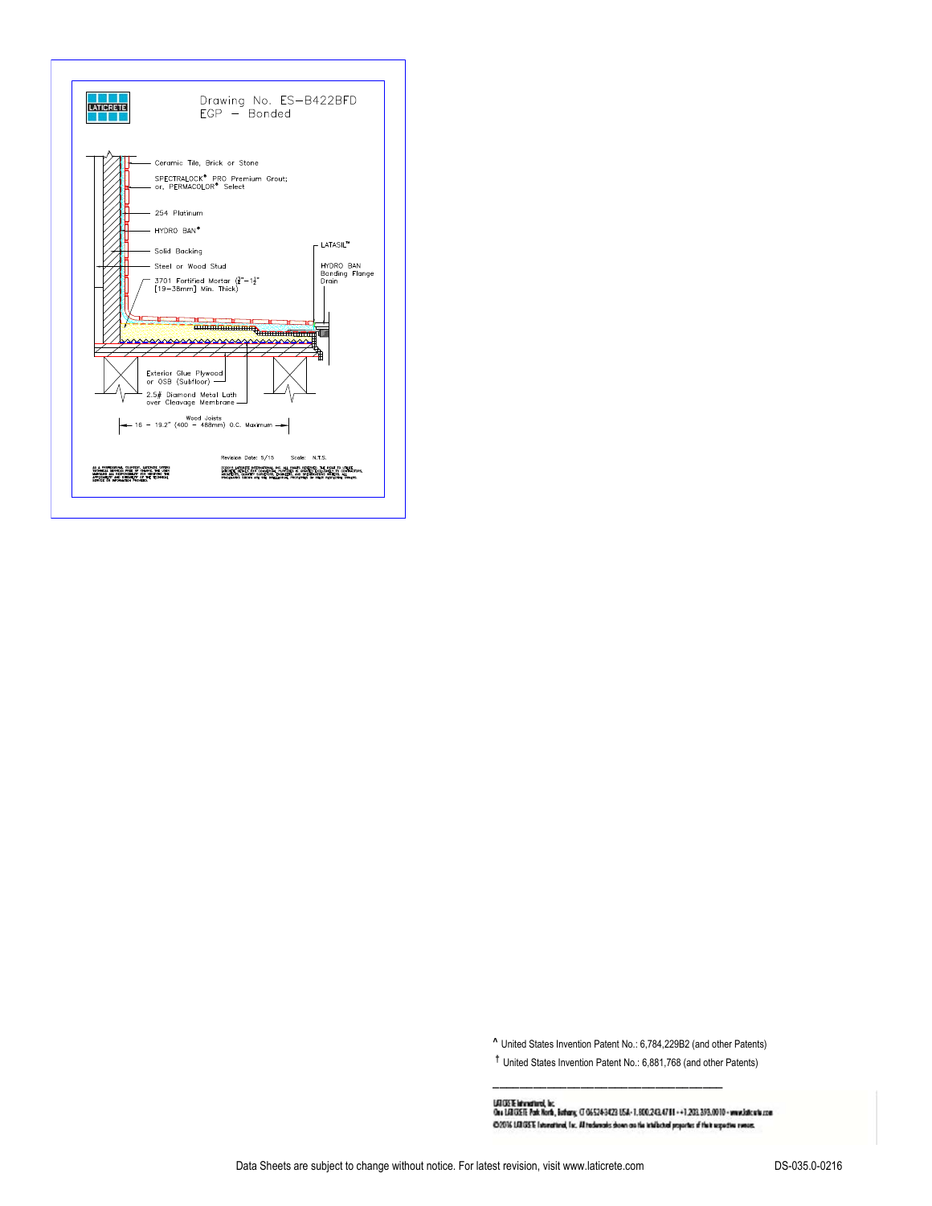Drawing No. ES–B422BFD
EGP – Bonded

Ceramic Tile, Brick or Stone

SPECTRALOCK® PRO Premium Grout;
or, PERMACOLOR® Select

254 Platinum

HYDRO BAN®

Solid Backing

Steel or Wood Stud

3701 Fortified Mortar (¾"–1½" [19–38mm] Min. Thick)

LATASIL™

HYDRO BAN Bonding Flange Drain

Exterior Glue Plywood or OSB (Subfloor)

2.5# Diamond Metal Lath over Cleavage Membrane

Wood Joists
16 – 19.2" (400 – 488mm) O.C. Maximum

Revision Date: 5/15 Scale: N.T.S.

^ United States Invention Patent No.: 6,784,229B2 (and other Patents)

† United States Invention Patent No.: 6,881,768 (and other Patents)

LATICRETE International, Inc.
One LATICRETE Park North, Bethany, CT 06524-3423 USA • 1.800.243.4788 • +1.203.393.0010 • www.laticrete.com
©2016 LATICRETE International, Inc. All trademarks shown are the intellectual properties of their respective owners.

Data Sheets are subject to change without notice. For latest revision, visit www.laticrete.com

DS-035.0-0216